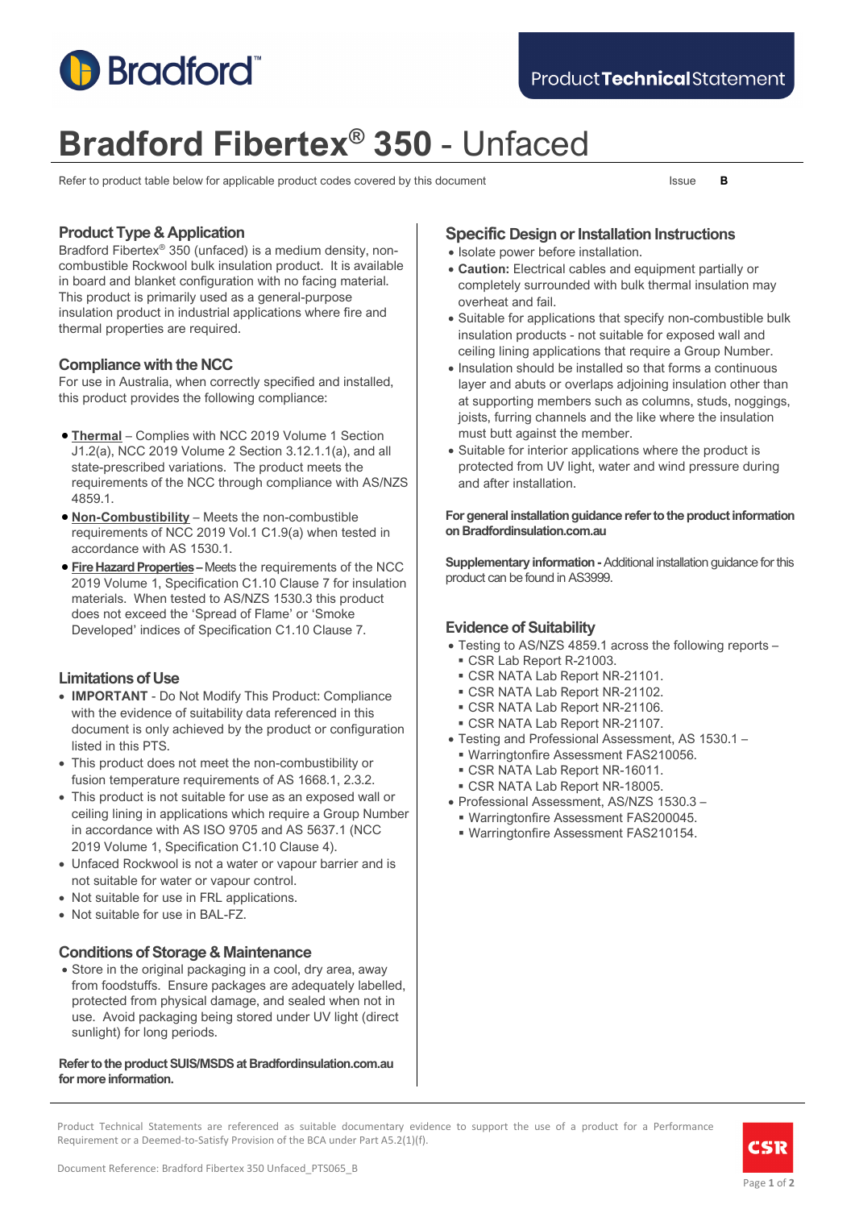# Bradford Fibertex® 350 - Unfaced

Product Technical Statement

Refer to product table below for applicable product codes covered by this document

Issue **B**

## Product Type & Application

Bradford Fibertex® 350 (unfaced) is a medium density, non-combustible Rockwool bulk insulation product. It is available in board and blanket configuration with no facing material. This product is primarily used as a general-purpose insulation product in industrial applications where fire and thermal properties are required.

## Compliance with the NCC

For use in Australia, when correctly specified and installed, this product provides the following compliance:

- **Thermal** – Complies with NCC 2019 Volume 1 Section J1.2(a), NCC 2019 Volume 2 Section 3.12.1.1(a), and all state-prescribed variations. The product meets the requirements of the NCC through compliance with AS/NZS 4859.1.
- **Non-Combustibility** – Meets the non-combustible requirements of NCC 2019 Vol.1 C1.9(a) when tested in accordance with AS 1530.1.
- **Fire Hazard Properties** – Meets the requirements of the NCC 2019 Volume 1, Specification C1.10 Clause 7 for insulation materials. When tested to AS/NZS 1530.3 this product does not exceed the 'Spread of Flame' or 'Smoke Developed' indices of Specification C1.10 Clause 7.

## Limitations of Use

- **IMPORTANT** - Do Not Modify This Product: Compliance with the evidence of suitability data referenced in this document is only achieved by the product or configuration listed in this PTS.
- This product does not meet the non-combustibility or fusion temperature requirements of AS 1668.1, 2.3.2.
- This product is not suitable for use as an exposed wall or ceiling lining in applications which require a Group Number in accordance with AS ISO 9705 and AS 5637.1 (NCC 2019 Volume 1, Specification C1.10 Clause 4).
- Unfaced Rockwool is not a water or vapour barrier and is not suitable for water or vapour control.
- Not suitable for use in FRL applications.
- Not suitable for use in BAL-FZ.

## Conditions of Storage & Maintenance

- Store in the original packaging in a cool, dry area, away from foodstuffs. Ensure packages are adequately labelled, protected from physical damage, and sealed when not in use. Avoid packaging being stored under UV light (direct sunlight) for long periods.

**Refer to the product SUIS/MSDS at Bradfordinsulation.com.au for more information.**

## Specific Design or Installation Instructions

- Isolate power before installation.
- **Caution:** Electrical cables and equipment partially or completely surrounded with bulk thermal insulation may overheat and fail.
- Suitable for applications that specify non-combustible bulk insulation products - not suitable for exposed wall and ceiling lining applications that require a Group Number.
- Insulation should be installed so that forms a continuous layer and abuts or overlaps adjoining insulation other than at supporting members such as columns, studs, noggings, joists, furring channels and the like where the insulation must butt against the member.
- Suitable for interior applications where the product is protected from UV light, water and wind pressure during and after installation.

**For general installation guidance refer to the product information on Bradfordinsulation.com.au**

**Supplementary information -** Additional installation guidance for this product can be found in AS3999.

## Evidence of Suitability

- Testing to AS/NZS 4859.1 across the following reports –
  - CSR Lab Report R-21003.
  - CSR NATA Lab Report NR-21101.
  - CSR NATA Lab Report NR-21102.
  - CSR NATA Lab Report NR-21106.
  - CSR NATA Lab Report NR-21107.
- Testing and Professional Assessment, AS 1530.1 –
  - Warringtonfire Assessment FAS210056.
  - CSR NATA Lab Report NR-16011.
  - CSR NATA Lab Report NR-18005.
- Professional Assessment, AS/NZS 1530.3 –
  - Warringtonfire Assessment FAS200045.
  - Warringtonfire Assessment FAS210154.

Product Technical Statements are referenced as suitable documentary evidence to support the use of a product for a Performance Requirement or a Deemed-to-Satisfy Provision of the BCA under Part A5.2(1)(f).

Document Reference: Bradford Fibertex 350 Unfaced_PTS065_B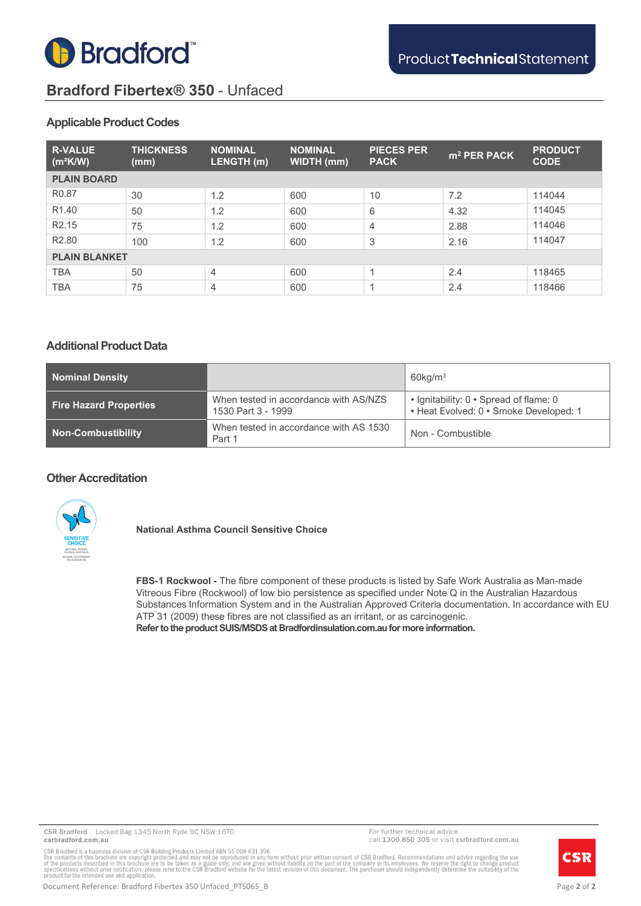# Bradford Fibertex® 350 - Unfaced

## Applicable Product Codes

| R-VALUE ($m^2K/W$) | THICKNESS (mm) | NOMINAL LENGTH (m) | NOMINAL WIDTH (mm) | PIECES PER PACK | $m^2$ PER PACK | PRODUCT CODE |
|---|---|---|---|---|---|---|
| **PLAIN BOARD** | | | | | | |
| R0.87 | 30 | 1.2 | 600 | 10 | 7.2 | 114044 |
| R1.40 | 50 | 1.2 | 600 | 6 | 4.32 | 114045 |
| R2.15 | 75 | 1.2 | 600 | 4 | 2.88 | 114046 |
| R2.80 | 100 | 1.2 | 600 | 3 | 2.16 | 114047 |
| **PLAIN BLANKET** | | | | | | |
| TBA | 50 | 4 | 600 | 1 | 2.4 | 118465 |
| TBA | 75 | 4 | 600 | 1 | 2.4 | 118466 |

## Additional Product Data

| | | |
|---|---|---|
| **Nominal Density** | | $60kg/m^3$ |
| **Fire Hazard Properties** | When tested in accordance with AS/NZS 1530 Part 3 - 1999 | • Ignitability: 0 • Spread of flame: 0 • Heat Evolved: 0 • Smoke Developed: 1 |
| **Non-Combustibility** | When tested in accordance with AS 1530 Part 1 | Non - Combustible |

## Other Accreditation

SENSITIVE CHOICE

**National Asthma Council Sensitive Choice**

**FBS-1 Rockwool -** The fibre component of these products is listed by Safe Work Australia as Man-made Vitreous Fibre (Rockwool) of low bio persistence as specified under Note Q in the Australian Hazardous Substances Information System and in the Australian Approved Criteria documentation. In accordance with EU ATP 31 (2009) these fibres are not classified as an irritant, or as carcinogenic.
**Refer to the product SUIS/MSDS at Bradfordinsulation.com.au for more information.**

CSR Bradford Locked Bag 1345 North Ryde BC NSW 1670
csrbradford.com.au

For further technical advice
call 1300 850 305 or visit csrbradford.com.au

CSR Bradford is a business division of CSR Building Products Limited ABN 55 008 631 356
The contents of this brochure are copyright protected and may not be reproduced in any form without prior written consent of CSR Bradford. Recommendations and advice regarding the use of the products described in this brochure are to be taken as a guide only, and are given without liability on the part of the company or its employees. We reserve the right to change product specifications without prior notification, please refer to the CSR Bradford website for the latest revision of this document. The purchaser should independently determine the suitability of the product for the intended use and application.

Document Reference: Bradford Fibertex 350 Unfaced_PTS065_B